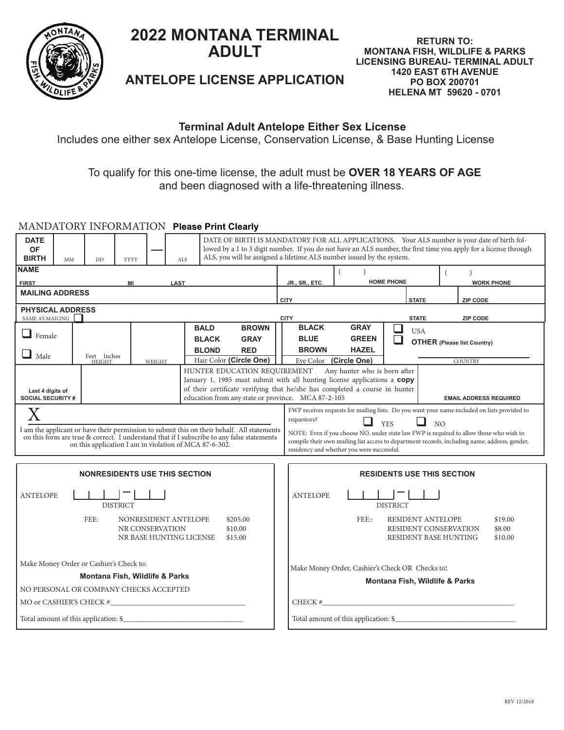# 2022 MONTANA TERMINAL ADULT

## ANTELOPE LICENSE APPLICATION

**RETURN TO:**
**MONTANA FISH, WILDLIFE & PARKS**
**LICENSING BUREAU- TERMINAL ADULT**
**1420 EAST 6TH AVENUE**
**PO BOX 200701**
**HELENA MT 59620 - 0701**

### Terminal Adult Antelope Either Sex License

Includes one either sex Antelope License, Conservation License, & Base Hunting License

To qualify for this one-time license, the adult must be **OVER 18 YEARS OF AGE** and been diagnosed with a life-threatening illness.

MANDATORY INFORMATION **Please Print Clearly**

**DATE OF BIRTH** MM | DD | YYYY — ALS

DATE OF BIRTH IS MANDATORY FOR ALL APPLICATIONS. Your ALS number is your date of birth followed by a 1 to 3 digit number. If you do not have an ALS number, the first time you apply for a license through ALS, you will be assigned a lifetime ALS number issued by the system.

**NAME** FIRST | MI | LAST | JR., SR., ETC. | ( ) HOME PHONE | ( ) WORK PHONE

**MAILING ADDRESS** | CITY | STATE | ZIP CODE

**PHYSICAL ADDRESS** SAME AS MAILING ☐ | CITY | STATE | ZIP CODE

☐ Female ☐ Male | Feet Inches HEIGHT | WEIGHT

Hair Color **(Circle One)**: BALD, BROWN, BLACK, GRAY, BLOND, RED

Eye Color **(Circle One)**: BLACK, GRAY, BLUE, GREEN, BROWN, HAZEL

☐ USA ☐ **OTHER (Please list Country)** ________ COUNTRY

**Last 4 digits of SOCIAL SECURITY #**

HUNTER EDUCATION REQUIREMENT Any hunter who is born after January 1, 1985 must submit with all hunting license applications a **copy** of their certificate verifying that he/she has completed a course in hunter education from any state or province. MCA 87-2-105

**EMAIL ADDRESS REQUIRED**

X ____________________

I am the applicant or have their permission to submit this on their behalf. All statements on this form are true & correct. I understand that if I subscribe to any false statements on this application I am in violation of MCA 87-6-302.

FWP receives requests for mailing lists. Do you want your name included on lists provided to requestors? ☐ YES ☐ NO

NOTE: Even if you choose NO, under state law FWP is required to allow those who wish to compile their own mailing list access to department records, including name, address, gender, residency and whether you were successful.

### NONRESIDENTS USE THIS SECTION

ANTELOPE ☐☐☐ – ☐☐☐ DISTRICT

| FEE: | | |
|---|---|---|
| | NONRESIDENT ANTELOPE | $205.00 |
| | NR CONSERVATION | $10.00 |
| | NR BASE HUNTING LICENSE | $15.00 |

Make Money Order or Cashier's Check to:
**Montana Fish, Wildlife & Parks**

NO PERSONAL OR COMPANY CHECKS ACCEPTED

MO or CASHIER'S CHECK #____________________

Total amount of this application: $____________________

### RESIDENTS USE THIS SECTION

ANTELOPE ☐☐☐ – ☐☐☐ DISTRICT

| FEE:: | | |
|---|---|---|
| | RESIDENT ANTELOPE | $19.00 |
| | RESIDENT CONSERVATION | $8.00 |
| | RESIDENT BASE HUNTING | $10.00 |

Make Money Order, Cashier's Check OR Checks to**:**
**Montana Fish, Wildlife & Parks**

CHECK #____________________

Total amount of this application: $____________________

REV 12/2018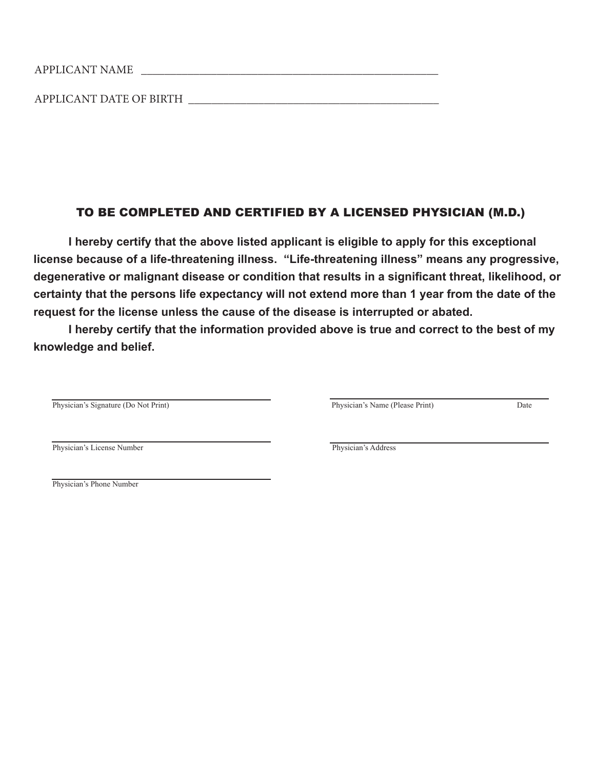APPLICANT NAME ______________________________________________

APPLICANT DATE OF BIRTH ____________________________________

## TO BE COMPLETED AND CERTIFIED BY A LICENSED PHYSICIAN (M.D.)

**I hereby certify that the above listed applicant is eligible to apply for this exceptional license because of a life-threatening illness. "Life-threatening illness" means any progressive, degenerative or malignant disease or condition that results in a significant threat, likelihood, or certainty that the persons life expectancy will not extend more than 1 year from the date of the request for the license unless the cause of the disease is interrupted or abated.**

**I hereby certify that the information provided above is true and correct to the best of my knowledge and belief.**

______________________________
Physician's Signature (Do Not Print)

______________________________
Physician's Name (Please Print) Date

______________________________
Physician's License Number

______________________________
Physician's Address

______________________________
Physician's Phone Number